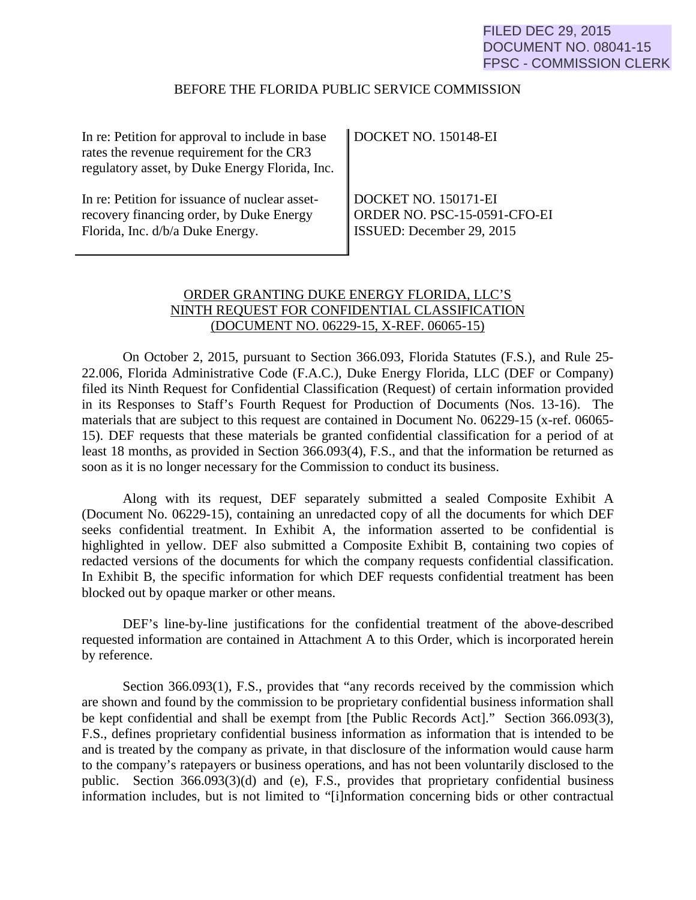FILED DEC 29, 2015
DOCUMENT NO. 08041-15
FPSC - COMMISSION CLERK

BEFORE THE FLORIDA PUBLIC SERVICE COMMISSION

| | |
|---|---|
| In re: Petition for approval to include in base rates the revenue requirement for the CR3 regulatory asset, by Duke Energy Florida, Inc. | DOCKET NO. 150148-EI |
| In re: Petition for issuance of nuclear asset-recovery financing order, by Duke Energy Florida, Inc. d/b/a Duke Energy. | DOCKET NO. 150171-EI<br>ORDER NO. PSC-15-0591-CFO-EI<br>ISSUED: December 29, 2015 |

ORDER GRANTING DUKE ENERGY FLORIDA, LLC'S NINTH REQUEST FOR CONFIDENTIAL CLASSIFICATION (DOCUMENT NO. 06229-15, X-REF. 06065-15)

On October 2, 2015, pursuant to Section 366.093, Florida Statutes (F.S.), and Rule 25-22.006, Florida Administrative Code (F.A.C.), Duke Energy Florida, LLC (DEF or Company) filed its Ninth Request for Confidential Classification (Request) of certain information provided in its Responses to Staff's Fourth Request for Production of Documents (Nos. 13-16). The materials that are subject to this request are contained in Document No. 06229-15 (x-ref. 06065-15). DEF requests that these materials be granted confidential classification for a period of at least 18 months, as provided in Section 366.093(4), F.S., and that the information be returned as soon as it is no longer necessary for the Commission to conduct its business.

Along with its request, DEF separately submitted a sealed Composite Exhibit A (Document No. 06229-15), containing an unredacted copy of all the documents for which DEF seeks confidential treatment. In Exhibit A, the information asserted to be confidential is highlighted in yellow. DEF also submitted a Composite Exhibit B, containing two copies of redacted versions of the documents for which the company requests confidential classification. In Exhibit B, the specific information for which DEF requests confidential treatment has been blocked out by opaque marker or other means.

DEF's line-by-line justifications for the confidential treatment of the above-described requested information are contained in Attachment A to this Order, which is incorporated herein by reference.

Section 366.093(1), F.S., provides that "any records received by the commission which are shown and found by the commission to be proprietary confidential business information shall be kept confidential and shall be exempt from [the Public Records Act]." Section 366.093(3), F.S., defines proprietary confidential business information as information that is intended to be and is treated by the company as private, in that disclosure of the information would cause harm to the company's ratepayers or business operations, and has not been voluntarily disclosed to the public. Section 366.093(3)(d) and (e), F.S., provides that proprietary confidential business information includes, but is not limited to "[i]nformation concerning bids or other contractual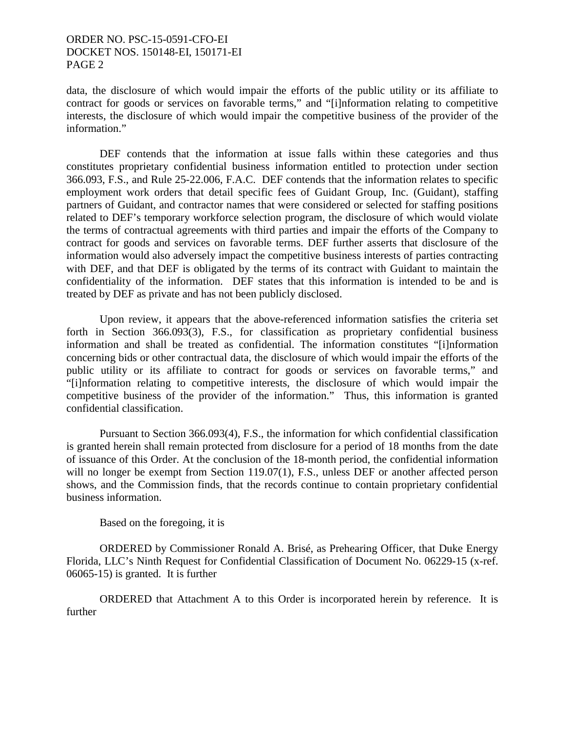data, the disclosure of which would impair the efforts of the public utility or its affiliate to contract for goods or services on favorable terms," and "[i]nformation relating to competitive interests, the disclosure of which would impair the competitive business of the provider of the information."

DEF contends that the information at issue falls within these categories and thus constitutes proprietary confidential business information entitled to protection under section 366.093, F.S., and Rule 25-22.006, F.A.C. DEF contends that the information relates to specific employment work orders that detail specific fees of Guidant Group, Inc. (Guidant), staffing partners of Guidant, and contractor names that were considered or selected for staffing positions related to DEF's temporary workforce selection program, the disclosure of which would violate the terms of contractual agreements with third parties and impair the efforts of the Company to contract for goods and services on favorable terms. DEF further asserts that disclosure of the information would also adversely impact the competitive business interests of parties contracting with DEF, and that DEF is obligated by the terms of its contract with Guidant to maintain the confidentiality of the information. DEF states that this information is intended to be and is treated by DEF as private and has not been publicly disclosed.

Upon review, it appears that the above-referenced information satisfies the criteria set forth in Section 366.093(3), F.S., for classification as proprietary confidential business information and shall be treated as confidential. The information constitutes "[i]nformation concerning bids or other contractual data, the disclosure of which would impair the efforts of the public utility or its affiliate to contract for goods or services on favorable terms," and "[i]nformation relating to competitive interests, the disclosure of which would impair the competitive business of the provider of the information." Thus, this information is granted confidential classification.

Pursuant to Section 366.093(4), F.S., the information for which confidential classification is granted herein shall remain protected from disclosure for a period of 18 months from the date of issuance of this Order. At the conclusion of the 18-month period, the confidential information will no longer be exempt from Section 119.07(1), F.S., unless DEF or another affected person shows, and the Commission finds, that the records continue to contain proprietary confidential business information.

Based on the foregoing, it is

ORDERED by Commissioner Ronald A. Brisé, as Prehearing Officer, that Duke Energy Florida, LLC's Ninth Request for Confidential Classification of Document No. 06229-15 (x-ref. 06065-15) is granted. It is further

ORDERED that Attachment A to this Order is incorporated herein by reference. It is further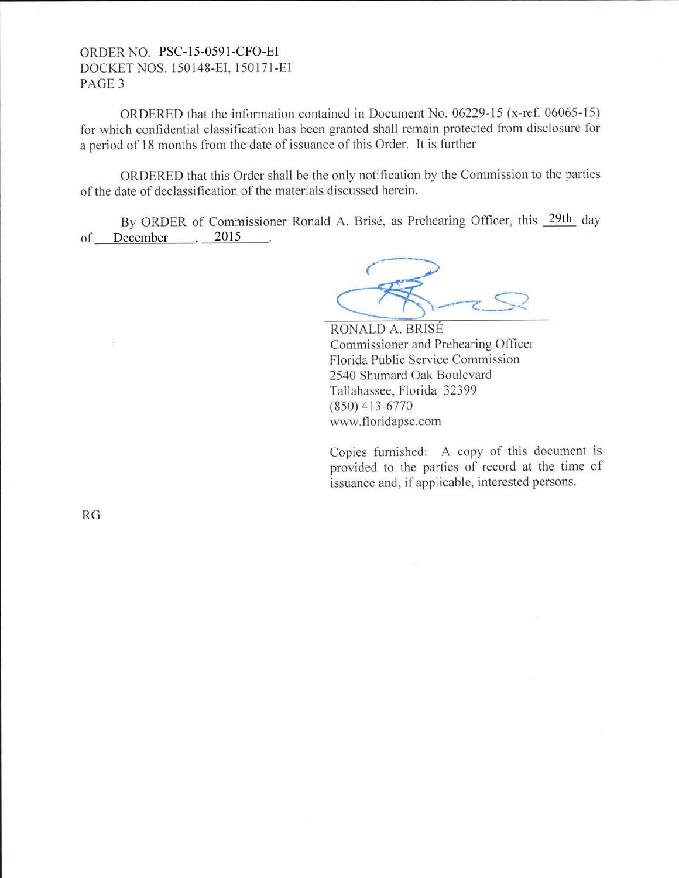ORDERED that the information contained in Document No. 06229-15 (x-ref. 06065-15) for which confidential classification has been granted shall remain protected from disclosure for a period of 18 months from the date of issuance of this Order. It is further

ORDERED that this Order shall be the only notification by the Commission to the parties of the date of declassification of the materials discussed herein.

By ORDER of Commissioner Ronald A. Brisé, as Prehearing Officer, this 29th day of December, 2015.

RONALD A. BRISÉ
Commissioner and Prehearing Officer
Florida Public Service Commission
2540 Shumard Oak Boulevard
Tallahassee, Florida 32399
(850) 413-6770
www.floridapsc.com

Copies furnished: A copy of this document is provided to the parties of record at the time of issuance and, if applicable, interested persons.

RG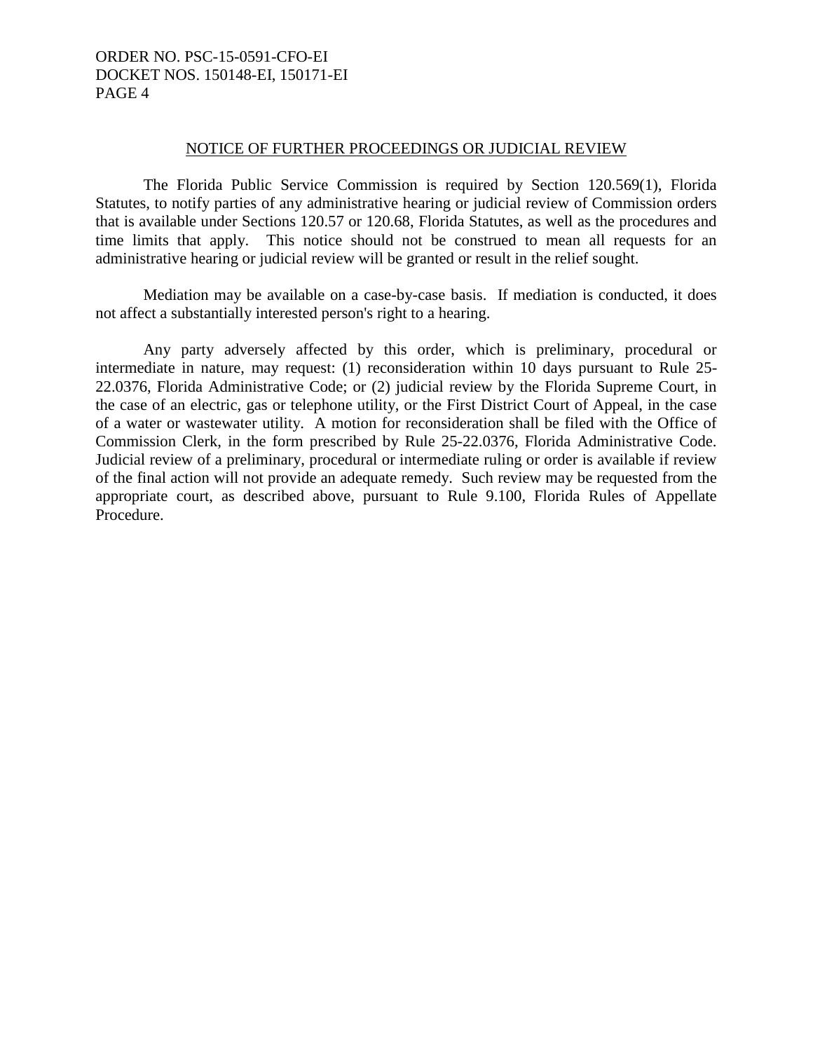## NOTICE OF FURTHER PROCEEDINGS OR JUDICIAL REVIEW

The Florida Public Service Commission is required by Section 120.569(1), Florida Statutes, to notify parties of any administrative hearing or judicial review of Commission orders that is available under Sections 120.57 or 120.68, Florida Statutes, as well as the procedures and time limits that apply. This notice should not be construed to mean all requests for an administrative hearing or judicial review will be granted or result in the relief sought.

Mediation may be available on a case-by-case basis. If mediation is conducted, it does not affect a substantially interested person's right to a hearing.

Any party adversely affected by this order, which is preliminary, procedural or intermediate in nature, may request: (1) reconsideration within 10 days pursuant to Rule 25-22.0376, Florida Administrative Code; or (2) judicial review by the Florida Supreme Court, in the case of an electric, gas or telephone utility, or the First District Court of Appeal, in the case of a water or wastewater utility. A motion for reconsideration shall be filed with the Office of Commission Clerk, in the form prescribed by Rule 25-22.0376, Florida Administrative Code. Judicial review of a preliminary, procedural or intermediate ruling or order is available if review of the final action will not provide an adequate remedy. Such review may be requested from the appropriate court, as described above, pursuant to Rule 9.100, Florida Rules of Appellate Procedure.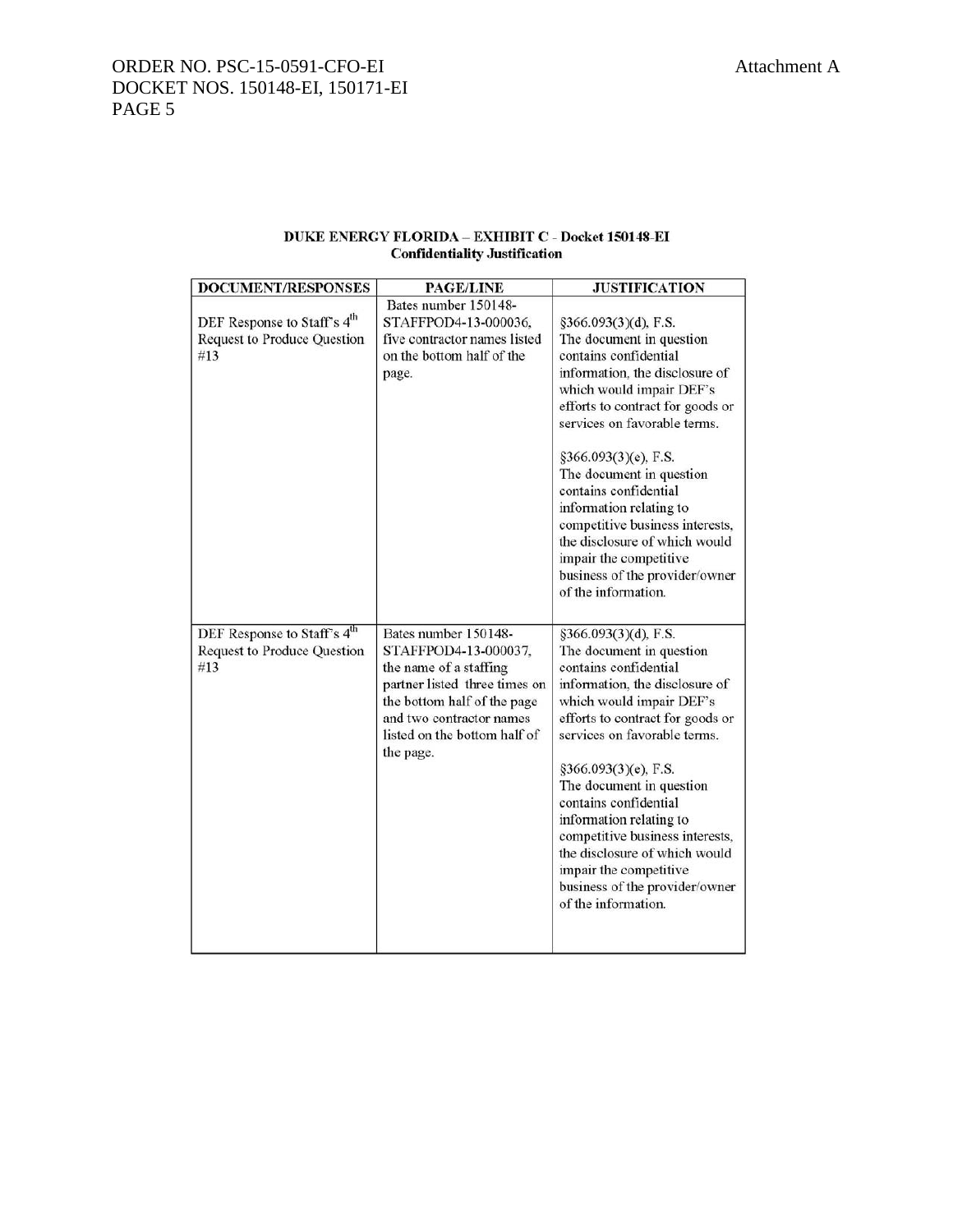**DUKE ENERGY FLORIDA – EXHIBIT C - Docket 150148-EI**
**Confidentiality Justification**

| DOCUMENT/RESPONSES | PAGE/LINE | JUSTIFICATION |
|---|---|---|
| DEF Response to Staff's 4th Request to Produce Question #13 | Bates number 150148-STAFFPOD4-13-000036, five contractor names listed on the bottom half of the page. | §366.093(3)(d), F.S. The document in question contains confidential information, the disclosure of which would impair DEF's efforts to contract for goods or services on favorable terms.<br><br>§366.093(3)(e), F.S. The document in question contains confidential information relating to competitive business interests, the disclosure of which would impair the competitive business of the provider/owner of the information. |
| DEF Response to Staff's 4th Request to Produce Question #13 | Bates number 150148-STAFFPOD4-13-000037, the name of a staffing partner listed three times on the bottom half of the page and two contractor names listed on the bottom half of the page. | §366.093(3)(d), F.S. The document in question contains confidential information, the disclosure of which would impair DEF's efforts to contract for goods or services on favorable terms.<br><br>§366.093(3)(e), F.S. The document in question contains confidential information relating to competitive business interests, the disclosure of which would impair the competitive business of the provider/owner of the information. |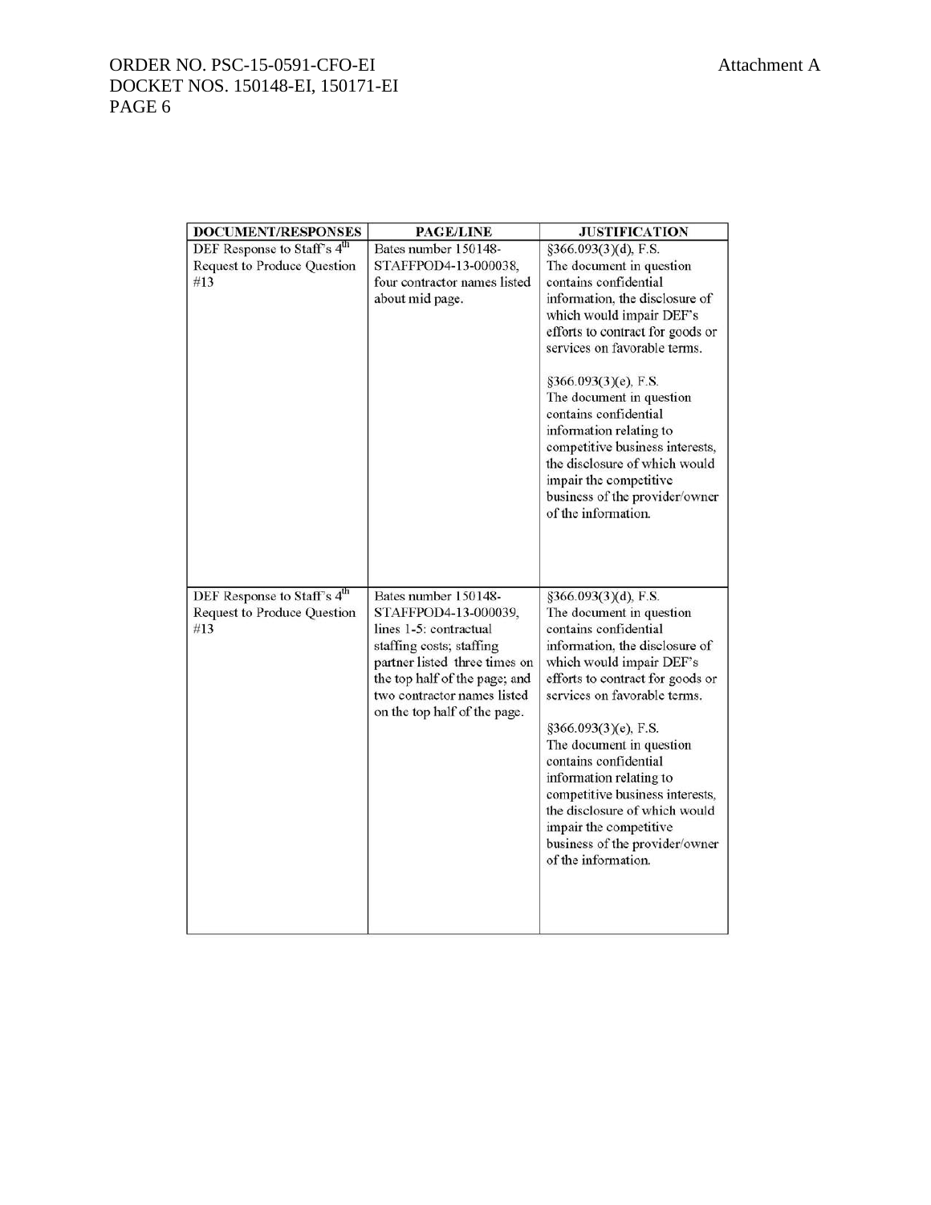| DOCUMENT/RESPONSES | PAGE/LINE | JUSTIFICATION |
|---|---|---|
| DEF Response to Staff's 4th Request to Produce Question #13 | Bates number 150148-STAFFPOD4-13-000038, four contractor names listed about mid page. | §366.093(3)(d), F.S. The document in question contains confidential information, the disclosure of which would impair DEF's efforts to contract for goods or services on favorable terms.<br><br>§366.093(3)(e), F.S. The document in question contains confidential information relating to competitive business interests, the disclosure of which would impair the competitive business of the provider/owner of the information. |
| DEF Response to Staff's 4th Request to Produce Question #13 | Bates number 150148-STAFFPOD4-13-000039, lines 1-5: contractual staffing costs; staffing partner listed three times on the top half of the page; and two contractor names listed on the top half of the page. | §366.093(3)(d), F.S. The document in question contains confidential information, the disclosure of which would impair DEF's efforts to contract for goods or services on favorable terms.<br><br>§366.093(3)(e), F.S. The document in question contains confidential information relating to competitive business interests, the disclosure of which would impair the competitive business of the provider/owner of the information. |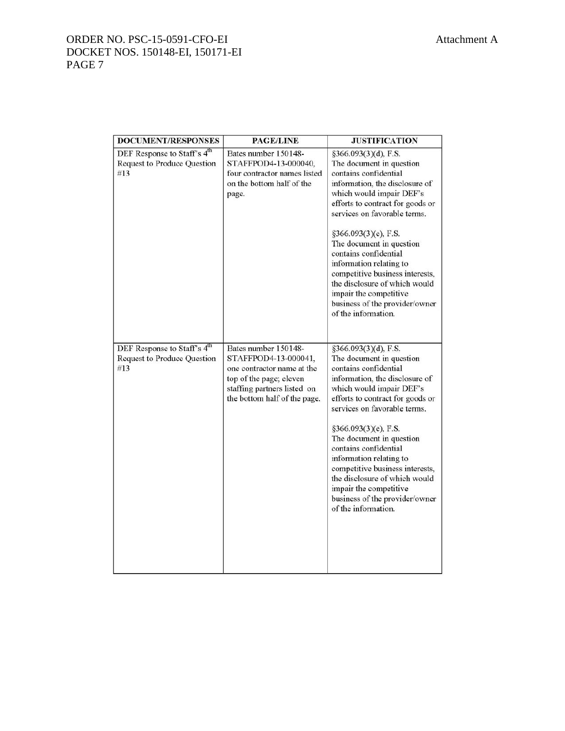| DOCUMENT/RESPONSES | PAGE/LINE | JUSTIFICATION |
|---|---|---|
| DEF Response to Staff's 4th Request to Produce Question #13 | Bates number 150148-STAFFPOD4-13-000040, four contractor names listed on the bottom half of the page. | §366.093(3)(d), F.S. The document in question contains confidential information, the disclosure of which would impair DEF's efforts to contract for goods or services on favorable terms. §366.093(3)(e), F.S. The document in question contains confidential information relating to competitive business interests, the disclosure of which would impair the competitive business of the provider/owner of the information. |
| DEF Response to Staff's 4th Request to Produce Question #13 | Bates number 150148-STAFFPOD4-13-000041, one contractor name at the top of the page; eleven staffing partners listed on the bottom half of the page. | §366.093(3)(d), F.S. The document in question contains confidential information, the disclosure of which would impair DEF's efforts to contract for goods or services on favorable terms. §366.093(3)(e), F.S. The document in question contains confidential information relating to competitive business interests, the disclosure of which would impair the competitive business of the provider/owner of the information. |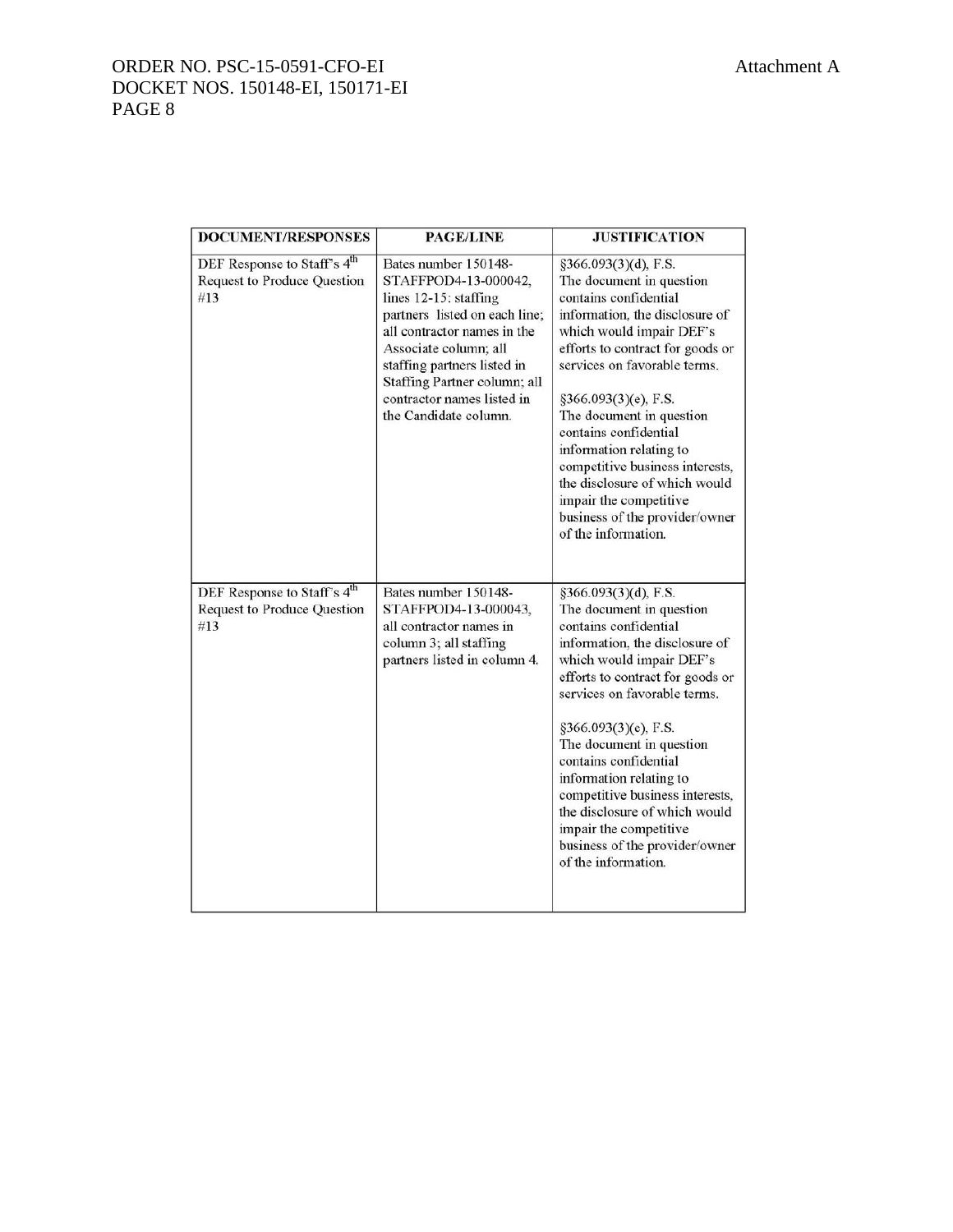| DOCUMENT/RESPONSES | PAGE/LINE | JUSTIFICATION |
|---|---|---|
| DEF Response to Staff's 4th Request to Produce Question #13 | Bates number 150148-STAFFPOD4-13-000042, lines 12-15: staffing partners listed on each line; all contractor names in the Associate column; all staffing partners listed in Staffing Partner column; all contractor names listed in the Candidate column. | §366.093(3)(d), F.S. The document in question contains confidential information, the disclosure of which would impair DEF's efforts to contract for goods or services on favorable terms.<br><br>§366.093(3)(e), F.S. The document in question contains confidential information relating to competitive business interests, the disclosure of which would impair the competitive business of the provider/owner of the information. |
| DEF Response to Staff's 4th Request to Produce Question #13 | Bates number 150148-STAFFPOD4-13-000043, all contractor names in column 3; all staffing partners listed in column 4. | §366.093(3)(d), F.S. The document in question contains confidential information, the disclosure of which would impair DEF's efforts to contract for goods or services on favorable terms.<br><br>§366.093(3)(e), F.S. The document in question contains confidential information relating to competitive business interests, the disclosure of which would impair the competitive business of the provider/owner of the information. |